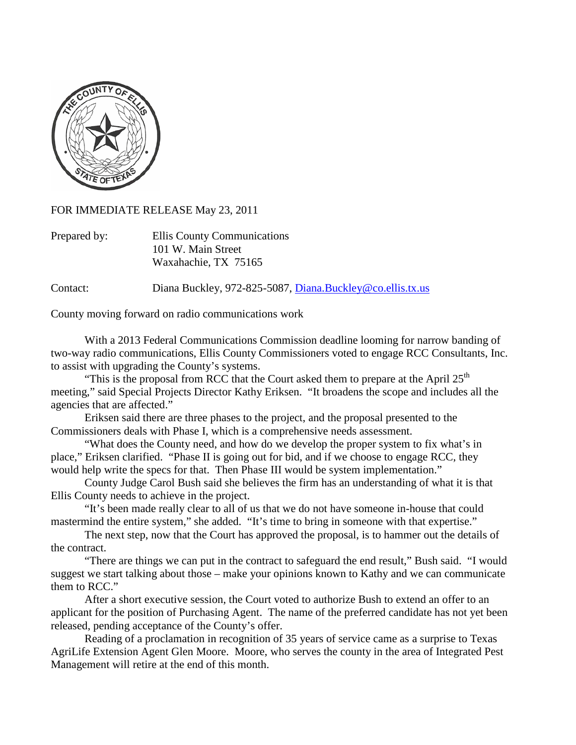FOR IMMEDIATE RELEASE May 23, 2011

Prepared by: Ellis County Communications
101 W. Main Street
Waxahachie, TX 75165

Contact: Diana Buckley, 972-825-5087, Diana.Buckley@co.ellis.tx.us

County moving forward on radio communications work

With a 2013 Federal Communications Commission deadline looming for narrow banding of two-way radio communications, Ellis County Commissioners voted to engage RCC Consultants, Inc. to assist with upgrading the County's systems.

"This is the proposal from RCC that the Court asked them to prepare at the April 25th meeting," said Special Projects Director Kathy Eriksen. "It broadens the scope and includes all the agencies that are affected."

Eriksen said there are three phases to the project, and the proposal presented to the Commissioners deals with Phase I, which is a comprehensive needs assessment.

"What does the County need, and how do we develop the proper system to fix what's in place," Eriksen clarified. "Phase II is going out for bid, and if we choose to engage RCC, they would help write the specs for that. Then Phase III would be system implementation."

County Judge Carol Bush said she believes the firm has an understanding of what it is that Ellis County needs to achieve in the project.

"It's been made really clear to all of us that we do not have someone in-house that could mastermind the entire system," she added. "It's time to bring in someone with that expertise."

The next step, now that the Court has approved the proposal, is to hammer out the details of the contract.

"There are things we can put in the contract to safeguard the end result," Bush said. "I would suggest we start talking about those – make your opinions known to Kathy and we can communicate them to RCC."

After a short executive session, the Court voted to authorize Bush to extend an offer to an applicant for the position of Purchasing Agent. The name of the preferred candidate has not yet been released, pending acceptance of the County's offer.

Reading of a proclamation in recognition of 35 years of service came as a surprise to Texas AgriLife Extension Agent Glen Moore. Moore, who serves the county in the area of Integrated Pest Management will retire at the end of this month.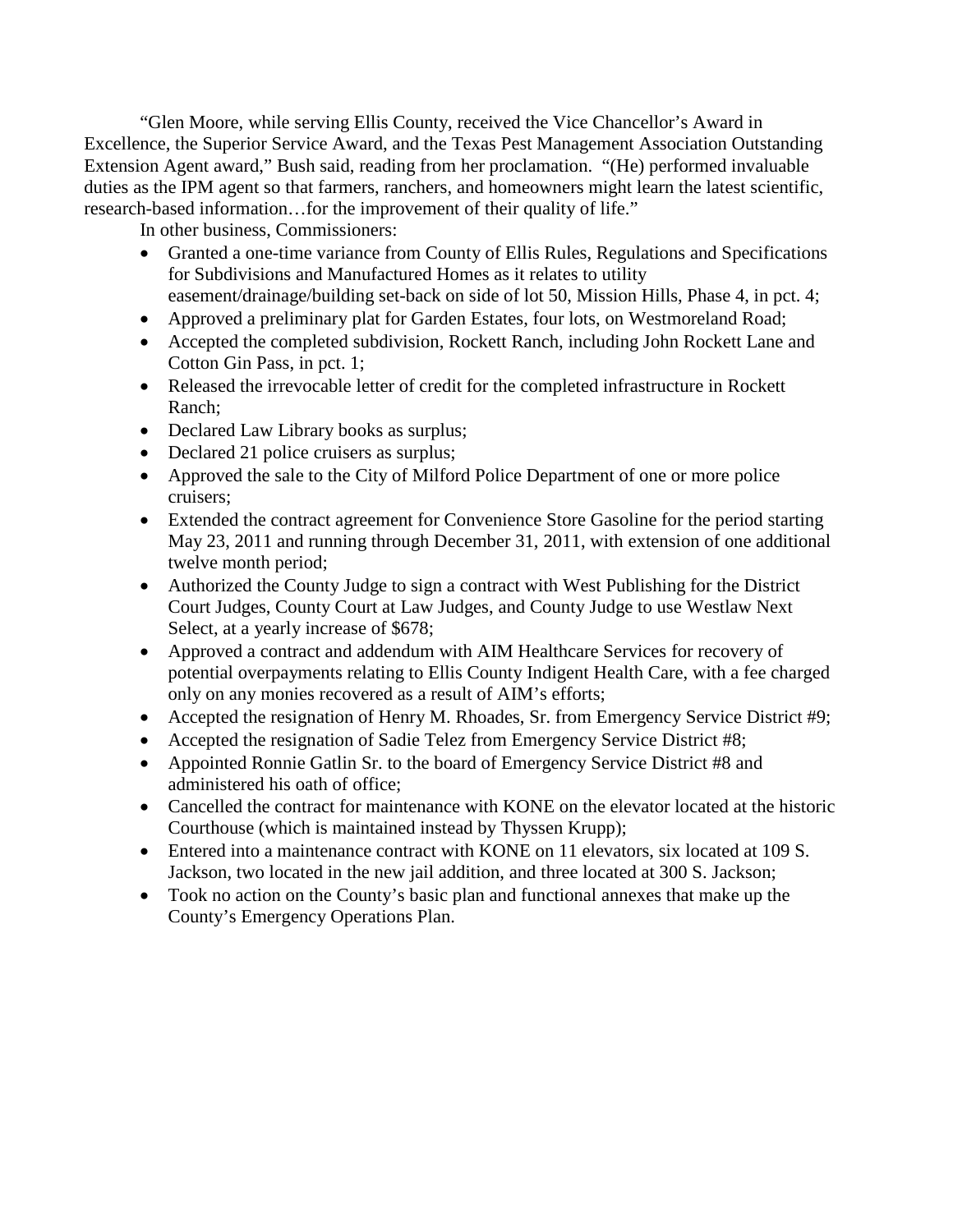"Glen Moore, while serving Ellis County, received the Vice Chancellor's Award in Excellence, the Superior Service Award, and the Texas Pest Management Association Outstanding Extension Agent award," Bush said, reading from her proclamation. "(He) performed invaluable duties as the IPM agent so that farmers, ranchers, and homeowners might learn the latest scientific, research-based information…for the improvement of their quality of life."

In other business, Commissioners:

- Granted a one-time variance from County of Ellis Rules, Regulations and Specifications for Subdivisions and Manufactured Homes as it relates to utility easement/drainage/building set-back on side of lot 50, Mission Hills, Phase 4, in pct. 4;
- Approved a preliminary plat for Garden Estates, four lots, on Westmoreland Road;
- Accepted the completed subdivision, Rockett Ranch, including John Rockett Lane and Cotton Gin Pass, in pct. 1;
- Released the irrevocable letter of credit for the completed infrastructure in Rockett Ranch;
- Declared Law Library books as surplus;
- Declared 21 police cruisers as surplus;
- Approved the sale to the City of Milford Police Department of one or more police cruisers;
- Extended the contract agreement for Convenience Store Gasoline for the period starting May 23, 2011 and running through December 31, 2011, with extension of one additional twelve month period;
- Authorized the County Judge to sign a contract with West Publishing for the District Court Judges, County Court at Law Judges, and County Judge to use Westlaw Next Select, at a yearly increase of $678;
- Approved a contract and addendum with AIM Healthcare Services for recovery of potential overpayments relating to Ellis County Indigent Health Care, with a fee charged only on any monies recovered as a result of AIM's efforts;
- Accepted the resignation of Henry M. Rhoades, Sr. from Emergency Service District #9;
- Accepted the resignation of Sadie Telez from Emergency Service District #8;
- Appointed Ronnie Gatlin Sr. to the board of Emergency Service District #8 and administered his oath of office;
- Cancelled the contract for maintenance with KONE on the elevator located at the historic Courthouse (which is maintained instead by Thyssen Krupp);
- Entered into a maintenance contract with KONE on 11 elevators, six located at 109 S. Jackson, two located in the new jail addition, and three located at 300 S. Jackson;
- Took no action on the County's basic plan and functional annexes that make up the County's Emergency Operations Plan.